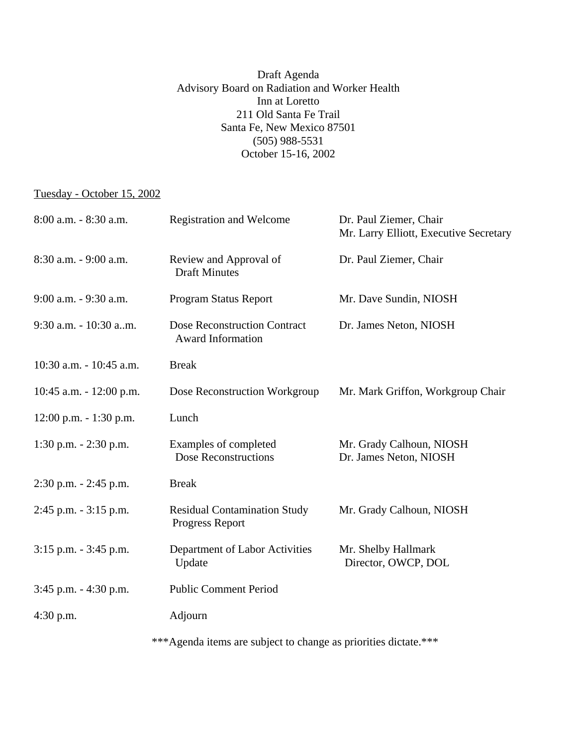Draft Agenda
Advisory Board on Radiation and Worker Health
Inn at Loretto
211 Old Santa Fe Trail
Santa Fe, New Mexico 87501
(505) 988-5531
October 15-16, 2002

Tuesday - October 15, 2002

| | | |
|---|---|---|
| 8:00 a.m. - 8:30 a.m. | Registration and Welcome | Dr. Paul Ziemer, Chair<br>Mr. Larry Elliott, Executive Secretary |
| 8:30 a.m. - 9:00 a.m. | Review and Approval of Draft Minutes | Dr. Paul Ziemer, Chair |
| 9:00 a.m. - 9:30 a.m. | Program Status Report | Mr. Dave Sundin, NIOSH |
| 9:30 a.m. - 10:30 a..m. | Dose Reconstruction Contract Award Information | Dr. James Neton, NIOSH |
| 10:30 a.m. - 10:45 a.m. | Break | |
| 10:45 a.m. - 12:00 p.m. | Dose Reconstruction Workgroup | Mr. Mark Griffon, Workgroup Chair |
| 12:00 p.m. - 1:30 p.m. | Lunch | |
| 1:30 p.m. - 2:30 p.m. | Examples of completed Dose Reconstructions | Mr. Grady Calhoun, NIOSH<br>Dr. James Neton, NIOSH |
| 2:30 p.m. - 2:45 p.m. | Break | |
| 2:45 p.m. - 3:15 p.m. | Residual Contamination Study Progress Report | Mr. Grady Calhoun, NIOSH |
| 3:15 p.m. - 3:45 p.m. | Department of Labor Activities Update | Mr. Shelby Hallmark<br>Director, OWCP, DOL |
| 3:45 p.m. - 4:30 p.m. | Public Comment Period | |
| 4:30 p.m. | Adjourn | |

***Agenda items are subject to change as priorities dictate.***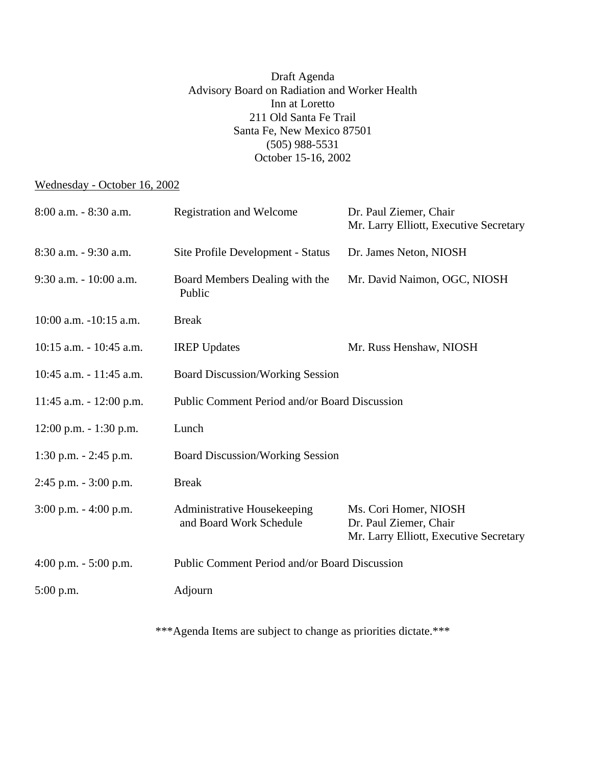Draft Agenda
Advisory Board on Radiation and Worker Health
Inn at Loretto
211 Old Santa Fe Trail
Santa Fe, New Mexico 87501
(505) 988-5531
October 15-16, 2002

Wednesday - October 16, 2002

| | | |
|---|---|---|
| 8:00 a.m. - 8:30 a.m. | Registration and Welcome | Dr. Paul Ziemer, Chair<br>Mr. Larry Elliott, Executive Secretary |
| 8:30 a.m. - 9:30 a.m. | Site Profile Development - Status | Dr. James Neton, NIOSH |
| 9:30 a.m. - 10:00 a.m. | Board Members Dealing with the Public | Mr. David Naimon, OGC, NIOSH |
| 10:00 a.m. -10:15 a.m. | Break | |
| 10:15 a.m. - 10:45 a.m. | IREP Updates | Mr. Russ Henshaw, NIOSH |
| 10:45 a.m. - 11:45 a.m. | Board Discussion/Working Session | |
| 11:45 a.m. - 12:00 p.m. | Public Comment Period and/or Board Discussion | |
| 12:00 p.m. - 1:30 p.m. | Lunch | |
| 1:30 p.m. - 2:45 p.m. | Board Discussion/Working Session | |
| 2:45 p.m. - 3:00 p.m. | Break | |
| 3:00 p.m. - 4:00 p.m. | Administrative Housekeeping and Board Work Schedule | Ms. Cori Homer, NIOSH<br>Dr. Paul Ziemer, Chair<br>Mr. Larry Elliott, Executive Secretary |
| 4:00 p.m. - 5:00 p.m. | Public Comment Period and/or Board Discussion | |
| 5:00 p.m. | Adjourn | |

***Agenda Items are subject to change as priorities dictate.***